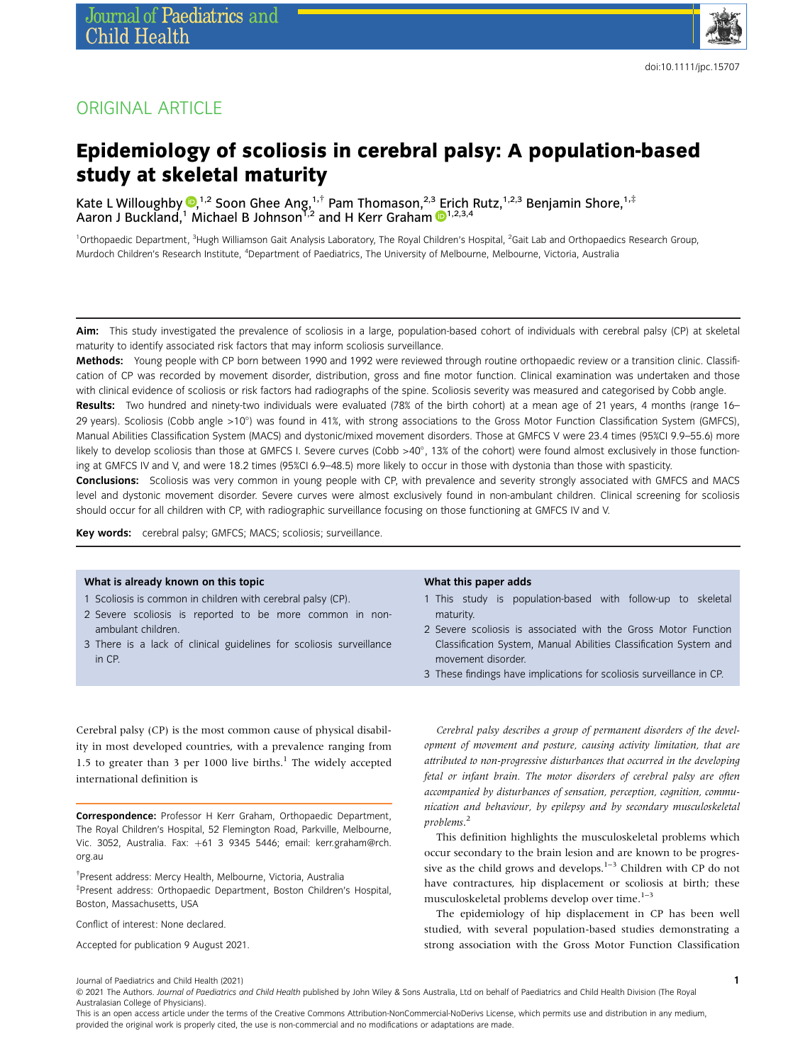ORIGINAL ARTICLE

# Epidemiology of scoliosis in cerebral palsy: A population-based study at skeletal maturity

Kate L Willoughby [1,2] Soon Ghee Ang,[1,†] Pam Thomason,[2,3] Erich Rutz,[1,2,3] Benjamin Shore,[1,‡] Aaron J Buckland,[1] Michael B Johnson[1,2] and H Kerr Graham [1,2,3,4]

[1]Orthopaedic Department, [3]Hugh Williamson Gait Analysis Laboratory, The Royal Children's Hospital, [2]Gait Lab and Orthopaedics Research Group, Murdoch Children's Research Institute, [4]Department of Paediatrics, The University of Melbourne, Melbourne, Victoria, Australia

**Aim:** This study investigated the prevalence of scoliosis in a large, population-based cohort of individuals with cerebral palsy (CP) at skeletal maturity to identify associated risk factors that may inform scoliosis surveillance.

**Methods:** Young people with CP born between 1990 and 1992 were reviewed through routine orthopaedic review or a transition clinic. Classification of CP was recorded by movement disorder, distribution, gross and fine motor function. Clinical examination was undertaken and those with clinical evidence of scoliosis or risk factors had radiographs of the spine. Scoliosis severity was measured and categorised by Cobb angle.

**Results:** Two hundred and ninety-two individuals were evaluated (78% of the birth cohort) at a mean age of 21 years, 4 months (range 16–29 years). Scoliosis (Cobb angle >10°) was found in 41%, with strong associations to the Gross Motor Function Classification System (GMFCS), Manual Abilities Classification System (MACS) and dystonic/mixed movement disorders. Those at GMFCS V were 23.4 times (95%CI 9.9–55.6) more likely to develop scoliosis than those at GMFCS I. Severe curves (Cobb >40°, 13% of the cohort) were found almost exclusively in those functioning at GMFCS IV and V, and were 18.2 times (95%CI 6.9–48.5) more likely to occur in those with dystonia than those with spasticity.

**Conclusions:** Scoliosis was very common in young people with CP, with prevalence and severity strongly associated with GMFCS and MACS level and dystonic movement disorder. Severe curves were almost exclusively found in non-ambulant children. Clinical screening for scoliosis should occur for all children with CP, with radiographic surveillance focusing on those functioning at GMFCS IV and V.

**Key words:** cerebral palsy; GMFCS; MACS; scoliosis; surveillance.

**What is already known on this topic**

1. Scoliosis is common in children with cerebral palsy (CP).
2. Severe scoliosis is reported to be more common in non-ambulant children.
3. There is a lack of clinical guidelines for scoliosis surveillance in CP.

**What this paper adds**

1. This study is population-based with follow-up to skeletal maturity.
2. Severe scoliosis is associated with the Gross Motor Function Classification System, Manual Abilities Classification System and movement disorder.
3. These findings have implications for scoliosis surveillance in CP.

Cerebral palsy (CP) is the most common cause of physical disability in most developed countries, with a prevalence ranging from 1.5 to greater than 3 per 1000 live births.[1] The widely accepted international definition is

*Cerebral palsy describes a group of permanent disorders of the development of movement and posture, causing activity limitation, that are attributed to non-progressive disturbances that occurred in the developing fetal or infant brain. The motor disorders of cerebral palsy are often accompanied by disturbances of sensation, perception, cognition, communication and behaviour, by epilepsy and by secondary musculoskeletal problems.*[2]

This definition highlights the musculoskeletal problems which occur secondary to the brain lesion and are known to be progressive as the child grows and develops.[1–3] Children with CP do not have contractures, hip displacement or scoliosis at birth; these musculoskeletal problems develop over time.[1–3]

The epidemiology of hip displacement in CP has been well studied, with several population-based studies demonstrating a strong association with the Gross Motor Function Classification

**Correspondence:** Professor H Kerr Graham, Orthopaedic Department, The Royal Children's Hospital, 52 Flemington Road, Parkville, Melbourne, Vic. 3052, Australia. Fax: +61 3 9345 5446; email: kerr.graham@rch.org.au

[†]Present address: Mercy Health, Melbourne, Victoria, Australia
[‡]Present address: Orthopaedic Department, Boston Children's Hospital, Boston, Massachusetts, USA

Conflict of interest: None declared.

Accepted for publication 9 August 2021.

© 2021 The Authors. *Journal of Paediatrics and Child Health* published by John Wiley & Sons Australia, Ltd on behalf of Paediatrics and Child Health Division (The Royal Australasian College of Physicians).
This is an open access article under the terms of the Creative Commons Attribution-NonCommercial-NoDerivs License, which permits use and distribution in any medium, provided the original work is properly cited, the use is non-commercial and no modifications or adaptations are made.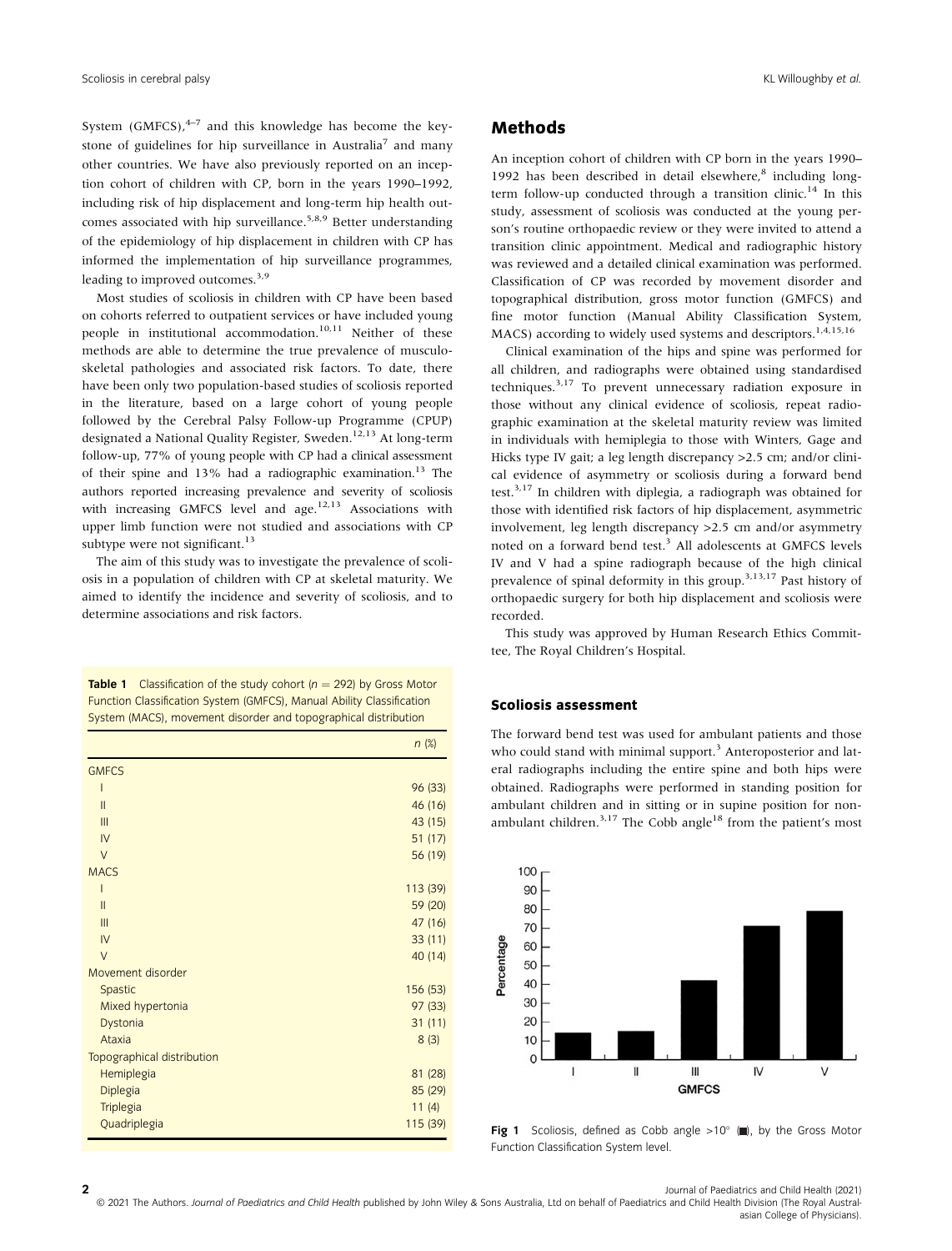System (GMFCS),[4–7] and this knowledge has become the keystone of guidelines for hip surveillance in Australia[7] and many other countries. We have also previously reported on an inception cohort of children with CP, born in the years 1990–1992, including risk of hip displacement and long-term hip health outcomes associated with hip surveillance.[5,8,9] Better understanding of the epidemiology of hip displacement in children with CP has informed the implementation of hip surveillance programmes, leading to improved outcomes.[3,9]

Most studies of scoliosis in children with CP have been based on cohorts referred to outpatient services or have included young people in institutional accommodation.[10,11] Neither of these methods are able to determine the true prevalence of musculoskeletal pathologies and associated risk factors. To date, there have been only two population-based studies of scoliosis reported in the literature, based on a large cohort of young people followed by the Cerebral Palsy Follow-up Programme (CPUP) designated a National Quality Register, Sweden.[12,13] At long-term follow-up, 77% of young people with CP had a clinical assessment of their spine and 13% had a radiographic examination.[13] The authors reported increasing prevalence and severity of scoliosis with increasing GMFCS level and age.[12,13] Associations with upper limb function were not studied and associations with CP subtype were not significant.[13]

The aim of this study was to investigate the prevalence of scoliosis in a population of children with CP at skeletal maturity. We aimed to identify the incidence and severity of scoliosis, and to determine associations and risk factors.

**Table 1** Classification of the study cohort ($n = 292$) by Gross Motor Function Classification System (GMFCS), Manual Ability Classification System (MACS), movement disorder and topographical distribution

| | n (%) |
|---|---|
| GMFCS | |
| I | 96 (33) |
| II | 46 (16) |
| III | 43 (15) |
| IV | 51 (17) |
| V | 56 (19) |
| MACS | |
| I | 113 (39) |
| II | 59 (20) |
| III | 47 (16) |
| IV | 33 (11) |
| V | 40 (14) |
| Movement disorder | |
| Spastic | 156 (53) |
| Mixed hypertonia | 97 (33) |
| Dystonia | 31 (11) |
| Ataxia | 8 (3) |
| Topographical distribution | |
| Hemiplegia | 81 (28) |
| Diplegia | 85 (29) |
| Triplegia | 11 (4) |
| Quadriplegia | 115 (39) |

## Methods

An inception cohort of children with CP born in the years 1990–1992 has been described in detail elsewhere,[8] including long-term follow-up conducted through a transition clinic.[14] In this study, assessment of scoliosis was conducted at the young person's routine orthopaedic review or they were invited to attend a transition clinic appointment. Medical and radiographic history was reviewed and a detailed clinical examination was performed. Classification of CP was recorded by movement disorder and topographical distribution, gross motor function (GMFCS) and fine motor function (Manual Ability Classification System, MACS) according to widely used systems and descriptors.[1,4,15,16]

Clinical examination of the hips and spine was performed for all children, and radiographs were obtained using standardised techniques.[3,17] To prevent unnecessary radiation exposure in those without any clinical evidence of scoliosis, repeat radiographic examination at the skeletal maturity review was limited in individuals with hemiplegia to those with Winters, Gage and Hicks type IV gait; a leg length discrepancy >2.5 cm; and/or clinical evidence of asymmetry or scoliosis during a forward bend test.[3,17] In children with diplegia, a radiograph was obtained for those with identified risk factors of hip displacement, asymmetric involvement, leg length discrepancy >2.5 cm and/or asymmetry noted on a forward bend test.[3] All adolescents at GMFCS levels IV and V had a spine radiograph because of the high clinical prevalence of spinal deformity in this group.[3,13,17] Past history of orthopaedic surgery for both hip displacement and scoliosis were recorded.

This study was approved by Human Research Ethics Committee, The Royal Children's Hospital.

### Scoliosis assessment

The forward bend test was used for ambulant patients and those who could stand with minimal support.[3] Anteroposterior and lateral radiographs including the entire spine and both hips were obtained. Radiographs were performed in standing position for ambulant children and in sitting or in supine position for non-ambulant children.[3,17] The Cobb angle[18] from the patient's most

**Fig 1** Scoliosis, defined as Cobb angle >10° (■), by the Gross Motor Function Classification System level.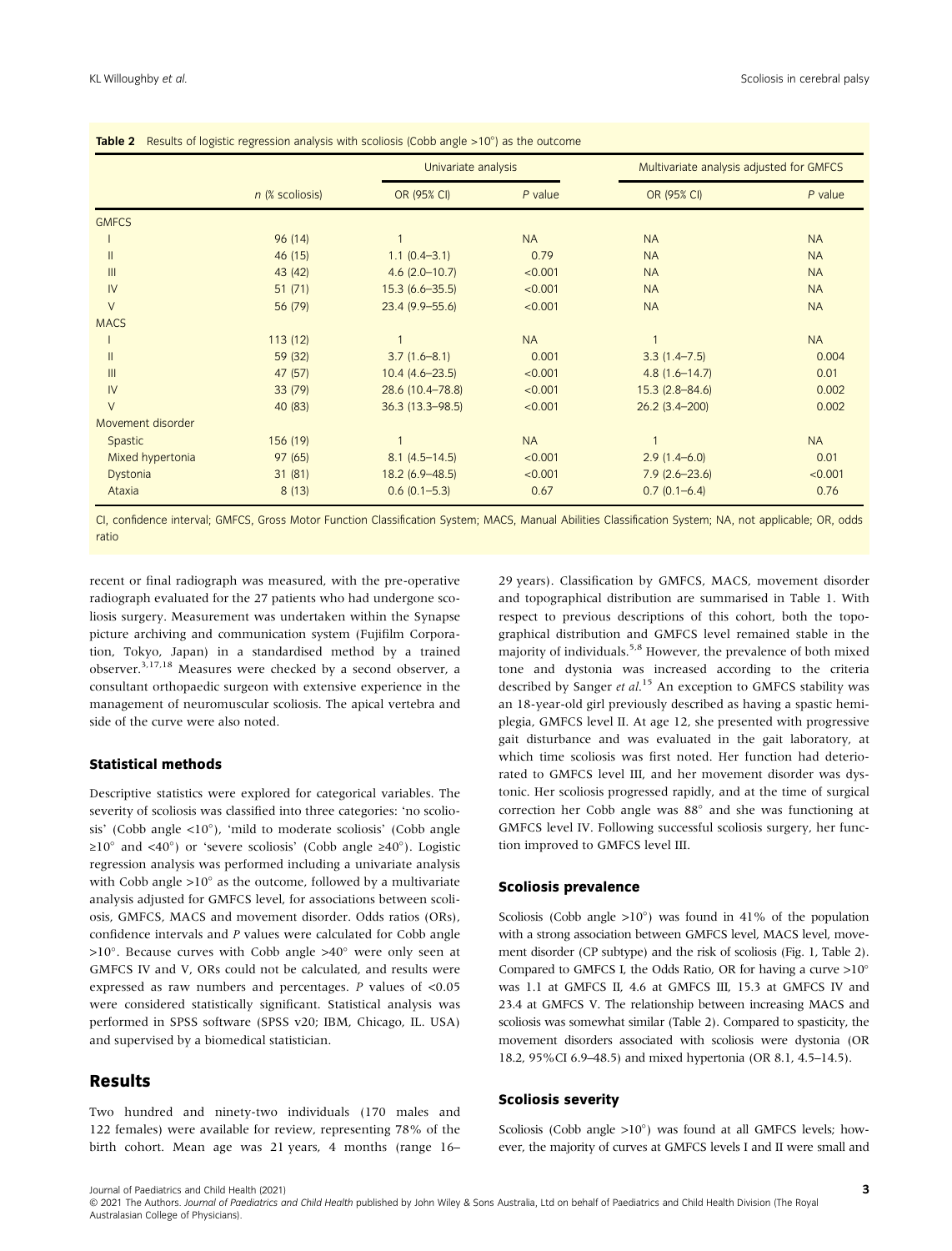**Table 2** Results of logistic regression analysis with scoliosis (Cobb angle >10°) as the outcome

| | n (% scoliosis) | Univariate analysis | | Multivariate analysis adjusted for GMFCS | |
|---|---|---|---|---|---|
| | | OR (95% CI) | P value | OR (95% CI) | P value |
| GMFCS | | | | | |
| I | 96 (14) | 1 | NA | NA | NA |
| II | 46 (15) | 1.1 (0.4–3.1) | 0.79 | NA | NA |
| III | 43 (42) | 4.6 (2.0–10.7) | <0.001 | NA | NA |
| IV | 51 (71) | 15.3 (6.6–35.5) | <0.001 | NA | NA |
| V | 56 (79) | 23.4 (9.9–55.6) | <0.001 | NA | NA |
| MACS | | | | | |
| I | 113 (12) | 1 | NA | 1 | NA |
| II | 59 (32) | 3.7 (1.6–8.1) | 0.001 | 3.3 (1.4–7.5) | 0.004 |
| III | 47 (57) | 10.4 (4.6–23.5) | <0.001 | 4.8 (1.6–14.7) | 0.01 |
| IV | 33 (79) | 28.6 (10.4–78.8) | <0.001 | 15.3 (2.8–84.6) | 0.002 |
| V | 40 (83) | 36.3 (13.3–98.5) | <0.001 | 26.2 (3.4–200) | 0.002 |
| Movement disorder | | | | | |
| Spastic | 156 (19) | 1 | NA | 1 | NA |
| Mixed hypertonia | 97 (65) | 8.1 (4.5–14.5) | <0.001 | 2.9 (1.4–6.0) | 0.01 |
| Dystonia | 31 (81) | 18.2 (6.9–48.5) | <0.001 | 7.9 (2.6–23.6) | <0.001 |
| Ataxia | 8 (13) | 0.6 (0.1–5.3) | 0.67 | 0.7 (0.1–6.4) | 0.76 |

CI, confidence interval; GMFCS, Gross Motor Function Classification System; MACS, Manual Abilities Classification System; NA, not applicable; OR, odds ratio

recent or final radiograph was measured, with the pre-operative radiograph evaluated for the 27 patients who had undergone scoliosis surgery. Measurement was undertaken within the Synapse picture archiving and communication system (Fujifilm Corporation, Tokyo, Japan) in a standardised method by a trained observer.[3,17,18] Measures were checked by a second observer, a consultant orthopaedic surgeon with extensive experience in the management of neuromuscular scoliosis. The apical vertebra and side of the curve were also noted.

### Statistical methods

Descriptive statistics were explored for categorical variables. The severity of scoliosis was classified into three categories: 'no scoliosis' (Cobb angle <10°), 'mild to moderate scoliosis' (Cobb angle ≥10° and <40°) or 'severe scoliosis' (Cobb angle ≥40°). Logistic regression analysis was performed including a univariate analysis with Cobb angle >10° as the outcome, followed by a multivariate analysis adjusted for GMFCS level, for associations between scoliosis, GMFCS, MACS and movement disorder. Odds ratios (ORs), confidence intervals and *P* values were calculated for Cobb angle >10°. Because curves with Cobb angle >40° were only seen at GMFCS IV and V, ORs could not be calculated, and results were expressed as raw numbers and percentages. *P* values of <0.05 were considered statistically significant. Statistical analysis was performed in SPSS software (SPSS v20; IBM, Chicago, IL. USA) and supervised by a biomedical statistician.

## Results

Two hundred and ninety-two individuals (170 males and 122 females) were available for review, representing 78% of the birth cohort. Mean age was 21 years, 4 months (range 16–29 years). Classification by GMFCS, MACS, movement disorder and topographical distribution are summarised in Table 1. With respect to previous descriptions of this cohort, both the topographical distribution and GMFCS level remained stable in the majority of individuals.[5,8] However, the prevalence of both mixed tone and dystonia was increased according to the criteria described by Sanger *et al.*[15] An exception to GMFCS stability was an 18-year-old girl previously described as having a spastic hemiplegia, GMFCS level II. At age 12, she presented with progressive gait disturbance and was evaluated in the gait laboratory, at which time scoliosis was first noted. Her function had deteriorated to GMFCS level III, and her movement disorder was dystonic. Her scoliosis progressed rapidly, and at the time of surgical correction her Cobb angle was 88° and she was functioning at GMFCS level IV. Following successful scoliosis surgery, her function improved to GMFCS level III.

### Scoliosis prevalence

Scoliosis (Cobb angle >10°) was found in 41% of the population with a strong association between GMFCS level, MACS level, movement disorder (CP subtype) and the risk of scoliosis (Fig. 1, Table 2). Compared to GMFCS I, the Odds Ratio, OR for having a curve >10° was 1.1 at GMFCS II, 4.6 at GMFCS III, 15.3 at GMFCS IV and 23.4 at GMFCS V. The relationship between increasing MACS and scoliosis was somewhat similar (Table 2). Compared to spasticity, the movement disorders associated with scoliosis were dystonia (OR 18.2, 95%CI 6.9–48.5) and mixed hypertonia (OR 8.1, 4.5–14.5).

### Scoliosis severity

Scoliosis (Cobb angle >10°) was found at all GMFCS levels; however, the majority of curves at GMFCS levels I and II were small and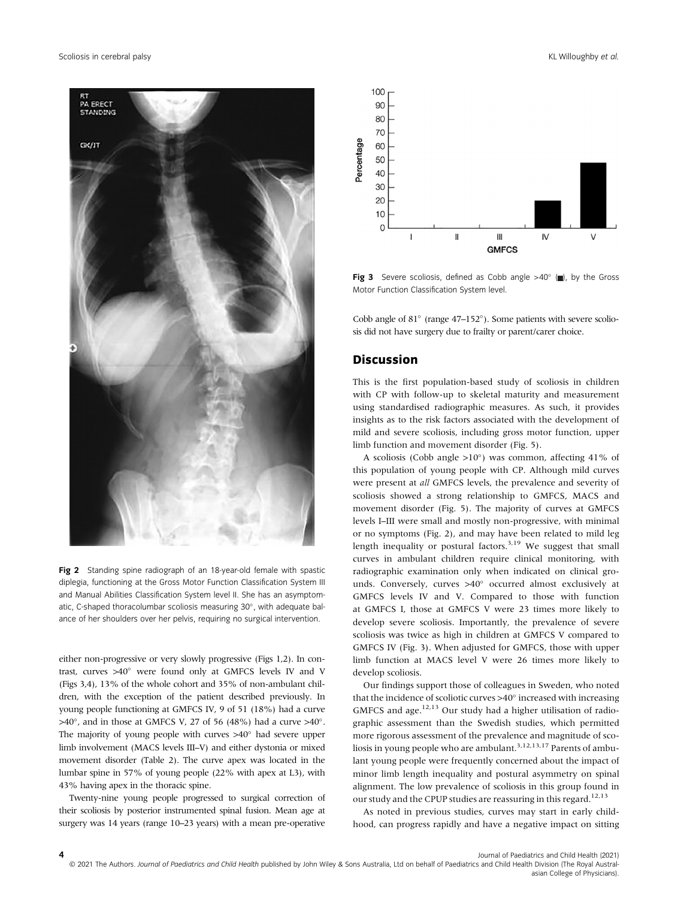Fig 2 Standing spine radiograph of an 18-year-old female with spastic diplegia, functioning at the Gross Motor Function Classification System III and Manual Abilities Classification System level II. She has an asymptomatic, C-shaped thoracolumbar scoliosis measuring 30°, with adequate balance of her shoulders over her pelvis, requiring no surgical intervention.

either non-progressive or very slowly progressive (Figs 1,2). In contrast, curves >40° were found only at GMFCS levels IV and V (Figs 3,4), 13% of the whole cohort and 35% of non-ambulant children, with the exception of the patient described previously. In young people functioning at GMFCS IV, 9 of 51 (18%) had a curve >40°, and in those at GMFCS V, 27 of 56 (48%) had a curve >40°. The majority of young people with curves >40° had severe upper limb involvement (MACS levels III–V) and either dystonia or mixed movement disorder (Table 2). The curve apex was located in the lumbar spine in 57% of young people (22% with apex at L3), with 43% having apex in the thoracic spine.

Twenty-nine young people progressed to surgical correction of their scoliosis by posterior instrumented spinal fusion. Mean age at surgery was 14 years (range 10–23 years) with a mean pre-operative Cobb angle of 81° (range 47–152°). Some patients with severe scoliosis did not have surgery due to frailty or parent/carer choice.

Fig 3 Severe scoliosis, defined as Cobb angle >40° (■), by the Gross Motor Function Classification System level.

## Discussion

This is the first population-based study of scoliosis in children with CP with follow-up to skeletal maturity and measurement using standardised radiographic measures. As such, it provides insights as to the risk factors associated with the development of mild and severe scoliosis, including gross motor function, upper limb function and movement disorder (Fig. 5).

A scoliosis (Cobb angle >10°) was common, affecting 41% of this population of young people with CP. Although mild curves were present at *all* GMFCS levels, the prevalence and severity of scoliosis showed a strong relationship to GMFCS, MACS and movement disorder (Fig. 5). The majority of curves at GMFCS levels I–III were small and mostly non-progressive, with minimal or no symptoms (Fig. 2), and may have been related to mild leg length inequality or postural factors.[3,19] We suggest that small curves in ambulant children require clinical monitoring, with radiographic examination only when indicated on clinical grounds. Conversely, curves >40° occurred almost exclusively at GMFCS levels IV and V. Compared to those with function at GMFCS I, those at GMFCS V were 23 times more likely to develop severe scoliosis. Importantly, the prevalence of severe scoliosis was twice as high in children at GMFCS V compared to GMFCS IV (Fig. 3). When adjusted for GMFCS, those with upper limb function at MACS level V were 26 times more likely to develop scoliosis.

Our findings support those of colleagues in Sweden, who noted that the incidence of scoliotic curves >40° increased with increasing GMFCS and age.[12,13] Our study had a higher utilisation of radiographic assessment than the Swedish studies, which permitted more rigorous assessment of the prevalence and magnitude of scoliosis in young people who are ambulant.[3,12,13,17] Parents of ambulant young people were frequently concerned about the impact of minor limb length inequality and postural asymmetry on spinal alignment. The low prevalence of scoliosis in this group found in our study and the CPUP studies are reassuring in this regard.[12,13]

As noted in previous studies, curves may start in early childhood, can progress rapidly and have a negative impact on sitting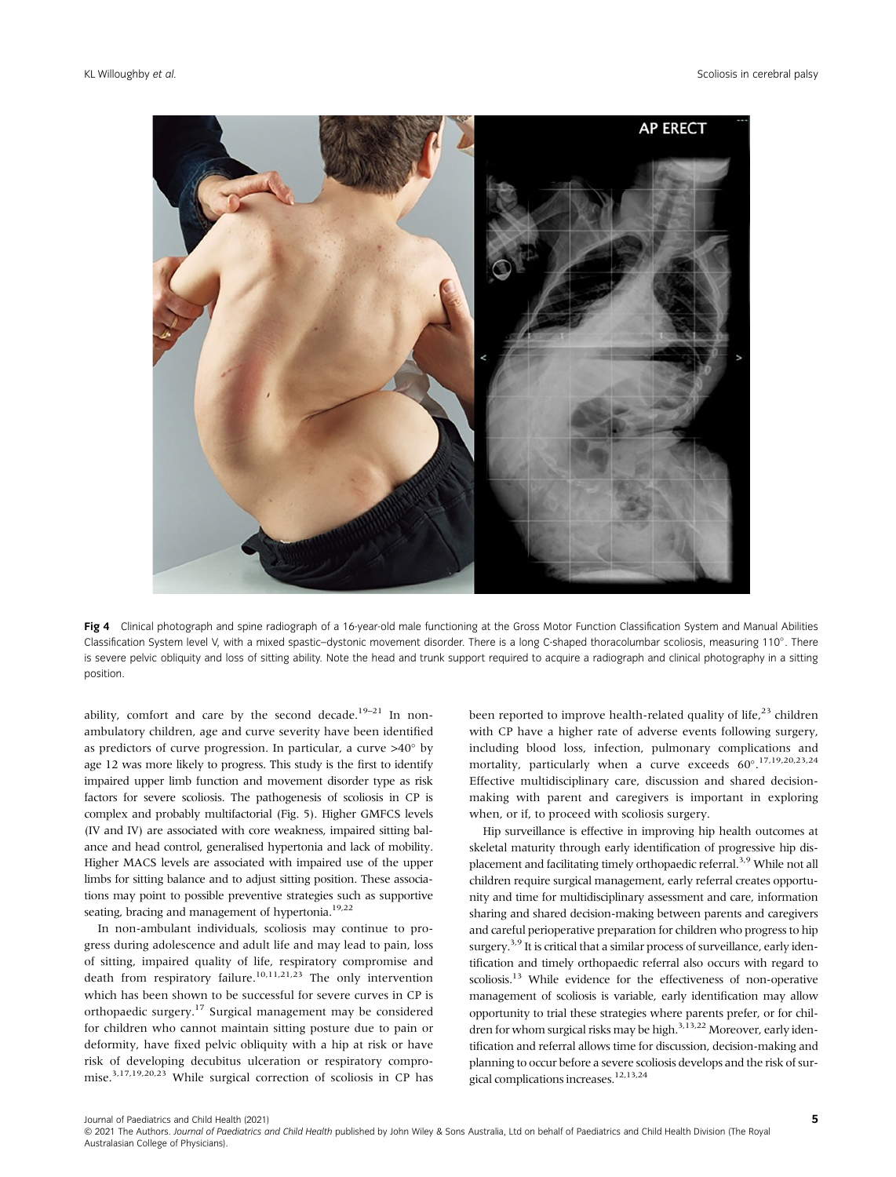**Fig 4** Clinical photograph and spine radiograph of a 16-year-old male functioning at the Gross Motor Function Classification System and Manual Abilities Classification System level V, with a mixed spastic–dystonic movement disorder. There is a long C-shaped thoracolumbar scoliosis, measuring 110°. There is severe pelvic obliquity and loss of sitting ability. Note the head and trunk support required to acquire a radiograph and clinical photography in a sitting position.

ability, comfort and care by the second decade.[19–21] In non-ambulatory children, age and curve severity have been identified as predictors of curve progression. In particular, a curve >40° by age 12 was more likely to progress. This study is the first to identify impaired upper limb function and movement disorder type as risk factors for severe scoliosis. The pathogenesis of scoliosis in CP is complex and probably multifactorial (Fig. 5). Higher GMFCS levels (IV and IV) are associated with core weakness, impaired sitting balance and head control, generalised hypertonia and lack of mobility. Higher MACS levels are associated with impaired use of the upper limbs for sitting balance and to adjust sitting position. These associations may point to possible preventive strategies such as supportive seating, bracing and management of hypertonia.[19,22]

In non-ambulant individuals, scoliosis may continue to progress during adolescence and adult life and may lead to pain, loss of sitting, impaired quality of life, respiratory compromise and death from respiratory failure.[10,11,21,23] The only intervention which has been shown to be successful for severe curves in CP is orthopaedic surgery.[17] Surgical management may be considered for children who cannot maintain sitting posture due to pain or deformity, have fixed pelvic obliquity with a hip at risk or have risk of developing decubitus ulceration or respiratory compromise.[3,17,19,20,23] While surgical correction of scoliosis in CP has been reported to improve health-related quality of life,[23] children with CP have a higher rate of adverse events following surgery, including blood loss, infection, pulmonary complications and mortality, particularly when a curve exceeds 60°.[17,19,20,23,24] Effective multidisciplinary care, discussion and shared decision-making with parent and caregivers is important in exploring when, or if, to proceed with scoliosis surgery.

Hip surveillance is effective in improving hip health outcomes at skeletal maturity through early identification of progressive hip displacement and facilitating timely orthopaedic referral.[3,9] While not all children require surgical management, early referral creates opportunity and time for multidisciplinary assessment and care, information sharing and shared decision-making between parents and caregivers and careful perioperative preparation for children who progress to hip surgery.[3,9] It is critical that a similar process of surveillance, early identification and timely orthopaedic referral also occurs with regard to scoliosis.[13] While evidence for the effectiveness of non-operative management of scoliosis is variable, early identification may allow opportunity to trial these strategies where parents prefer, or for children for whom surgical risks may be high.[3,13,22] Moreover, early identification and referral allows time for discussion, decision-making and planning to occur before a severe scoliosis develops and the risk of surgical complications increases.[12,13,24]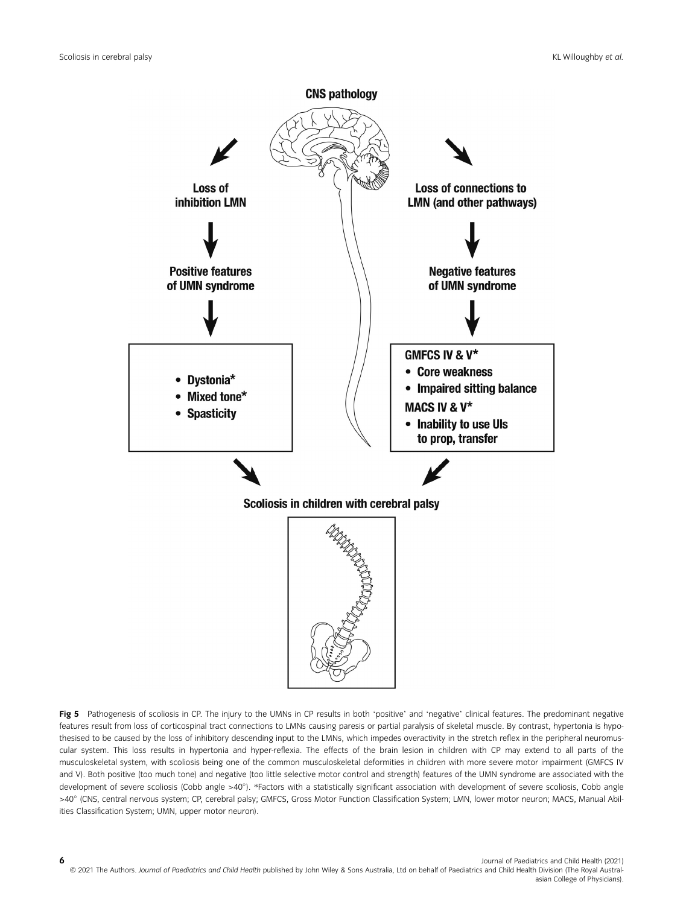**CNS pathology**

**Loss of inhibition LMN**

**Positive features of UMN syndrome**

- **Dystonia***
- **Mixed tone***
- **Spasticity**

**Loss of connections to LMN (and other pathways)**

**Negative features of UMN syndrome**

**GMFCS IV & V***
- **Core weakness**
- **Impaired sitting balance**

**MACS IV & V***
- **Inability to use UIs to prop, transfer**

**Scoliosis in children with cerebral palsy**

**Fig 5** Pathogenesis of scoliosis in CP. The injury to the UMNs in CP results in both 'positive' and 'negative' clinical features. The predominant negative features result from loss of corticospinal tract connections to LMNs causing paresis or partial paralysis of skeletal muscle. By contrast, hypertonia is hypothesised to be caused by the loss of inhibitory descending input to the LMNs, which impedes overactivity in the stretch reflex in the peripheral neuromuscular system. This loss results in hypertonia and hyper-reflexia. The effects of the brain lesion in children with CP may extend to all parts of the musculoskeletal system, with scoliosis being one of the common musculoskeletal deformities in children with more severe motor impairment (GMFCS IV and V). Both positive (too much tone) and negative (too little selective motor control and strength) features of the UMN syndrome are associated with the development of severe scoliosis (Cobb angle >40°). *Factors with a statistically significant association with development of severe scoliosis, Cobb angle >40° (CNS, central nervous system; CP, cerebral palsy; GMFCS, Gross Motor Function Classification System; LMN, lower motor neuron; MACS, Manual Abilities Classification System; UMN, upper motor neuron).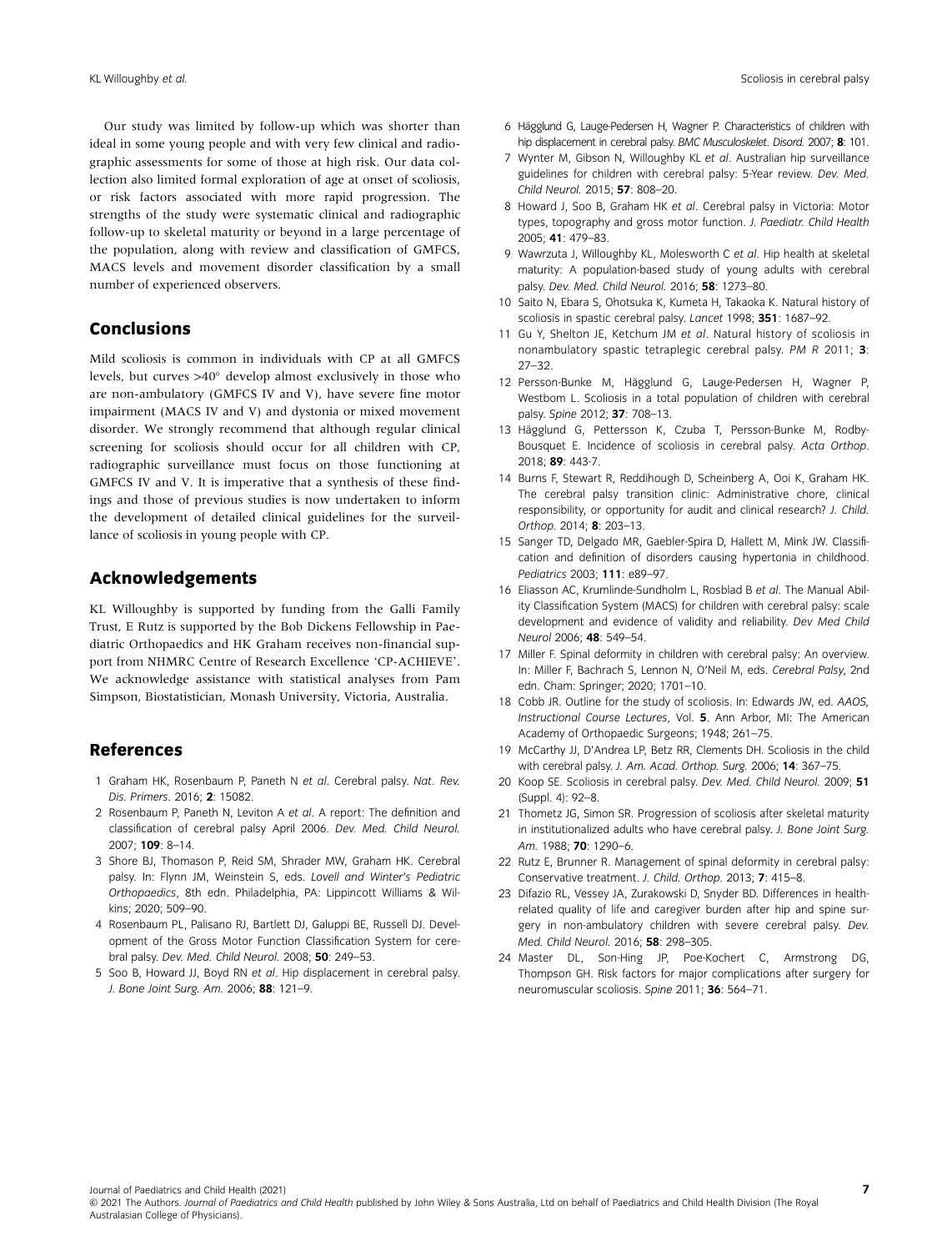Our study was limited by follow-up which was shorter than ideal in some young people and with very few clinical and radiographic assessments for some of those at high risk. Our data collection also limited formal exploration of age at onset of scoliosis, or risk factors associated with more rapid progression. The strengths of the study were systematic clinical and radiographic follow-up to skeletal maturity or beyond in a large percentage of the population, along with review and classification of GMFCS, MACS levels and movement disorder classification by a small number of experienced observers.

## Conclusions

Mild scoliosis is common in individuals with CP at all GMFCS levels, but curves >40° develop almost exclusively in those who are non-ambulatory (GMFCS IV and V), have severe fine motor impairment (MACS IV and V) and dystonia or mixed movement disorder. We strongly recommend that although regular clinical screening for scoliosis should occur for all children with CP, radiographic surveillance must focus on those functioning at GMFCS IV and V. It is imperative that a synthesis of these findings and those of previous studies is now undertaken to inform the development of detailed clinical guidelines for the surveillance of scoliosis in young people with CP.

## Acknowledgements

KL Willoughby is supported by funding from the Galli Family Trust, E Rutz is supported by the Bob Dickens Fellowship in Paediatric Orthopaedics and HK Graham receives non-financial support from NHMRC Centre of Research Excellence 'CP-ACHIEVE'. We acknowledge assistance with statistical analyses from Pam Simpson, Biostatistician, Monash University, Victoria, Australia.

## References

1. Graham HK, Rosenbaum P, Paneth N *et al*. Cerebral palsy. *Nat. Rev. Dis. Primers*. 2016; **2**: 15082.
2. Rosenbaum P, Paneth N, Leviton A *et al*. A report: The definition and classification of cerebral palsy April 2006. *Dev. Med. Child Neurol.* 2007; **109**: 8–14.
3. Shore BJ, Thomason P, Reid SM, Shrader MW, Graham HK. Cerebral palsy. In: Flynn JM, Weinstein S, eds. *Lovell and Winter's Pediatric Orthopaedics*, 8th edn. Philadelphia, PA: Lippincott Williams & Wilkins; 2020; 509–90.
4. Rosenbaum PL, Palisano RJ, Bartlett DJ, Galuppi BE, Russell DJ. Development of the Gross Motor Function Classification System for cerebral palsy. *Dev. Med. Child Neurol.* 2008; **50**: 249–53.
5. Soo B, Howard JJ, Boyd RN *et al*. Hip displacement in cerebral palsy. *J. Bone Joint Surg. Am.* 2006; **88**: 121–9.
6. Hägglund G, Lauge-Pedersen H, Wagner P. Characteristics of children with hip displacement in cerebral palsy. *BMC Musculoskelet. Disord.* 2007; **8**: 101.
7. Wynter M, Gibson N, Willoughby KL *et al*. Australian hip surveillance guidelines for children with cerebral palsy: 5-Year review. *Dev. Med. Child Neurol.* 2015; **57**: 808–20.
8. Howard J, Soo B, Graham HK *et al*. Cerebral palsy in Victoria: Motor types, topography and gross motor function. *J. Paediatr. Child Health* 2005; **41**: 479–83.
9. Wawrzuta J, Willoughby KL, Molesworth C *et al*. Hip health at skeletal maturity: A population-based study of young adults with cerebral palsy. *Dev. Med. Child Neurol.* 2016; **58**: 1273–80.
10. Saito N, Ebara S, Ohotsuka K, Kumeta H, Takaoka K. Natural history of scoliosis in spastic cerebral palsy. *Lancet* 1998; **351**: 1687–92.
11. Gu Y, Shelton JE, Ketchum JM *et al*. Natural history of scoliosis in nonambulatory spastic tetraplegic cerebral palsy. *PM R* 2011; **3**: 27–32.
12. Persson-Bunke M, Hägglund G, Lauge-Pedersen H, Wagner P, Westbom L. Scoliosis in a total population of children with cerebral palsy. *Spine* 2012; **37**: 708–13.
13. Hägglund G, Pettersson K, Czuba T, Persson-Bunke M, Rodby-Bousquet E. Incidence of scoliosis in cerebral palsy. *Acta Orthop*. 2018; **89**: 443-7.
14. Burns F, Stewart R, Reddihough D, Scheinberg A, Ooi K, Graham HK. The cerebral palsy transition clinic: Administrative chore, clinical responsibility, or opportunity for audit and clinical research? *J. Child. Orthop.* 2014; **8**: 203–13.
15. Sanger TD, Delgado MR, Gaebler-Spira D, Hallett M, Mink JW. Classification and definition of disorders causing hypertonia in childhood. *Pediatrics* 2003; **111**: e89–97.
16. Eliasson AC, Krumlinde-Sundholm L, Rosblad B *et al*. The Manual Ability Classification System (MACS) for children with cerebral palsy: scale development and evidence of validity and reliability. *Dev Med Child Neurol* 2006; **48**: 549–54.
17. Miller F. Spinal deformity in children with cerebral palsy: An overview. In: Miller F, Bachrach S, Lennon N, O'Neil M, eds. *Cerebral Palsy*, 2nd edn. Cham: Springer; 2020; 1701–10.
18. Cobb JR. Outline for the study of scoliosis. In: Edwards JW, ed. *AAOS, Instructional Course Lectures*, Vol. **5**. Ann Arbor, MI: The American Academy of Orthopaedic Surgeons; 1948; 261–75.
19. McCarthy JJ, D'Andrea LP, Betz RR, Clements DH. Scoliosis in the child with cerebral palsy. *J. Am. Acad. Orthop. Surg.* 2006; **14**: 367–75.
20. Koop SE. Scoliosis in cerebral palsy. *Dev. Med. Child Neurol.* 2009; **51** (Suppl. 4): 92–8.
21. Thometz JG, Simon SR. Progression of scoliosis after skeletal maturity in institutionalized adults who have cerebral palsy. *J. Bone Joint Surg. Am.* 1988; **70**: 1290–6.
22. Rutz E, Brunner R. Management of spinal deformity in cerebral palsy: Conservative treatment. *J. Child. Orthop.* 2013; **7**: 415–8.
23. Difazio RL, Vessey JA, Zurakowski D, Snyder BD. Differences in health-related quality of life and caregiver burden after hip and spine surgery in non-ambulatory children with severe cerebral palsy. *Dev. Med. Child Neurol.* 2016; **58**: 298–305.
24. Master DL, Son-Hing JP, Poe-Kochert C, Armstrong DG, Thompson GH. Risk factors for major complications after surgery for neuromuscular scoliosis. *Spine* 2011; **36**: 564–71.

© 2021 The Authors. *Journal of Paediatrics and Child Health* published by John Wiley & Sons Australia, Ltd on behalf of Paediatrics and Child Health Division (The Royal Australasian College of Physicians).